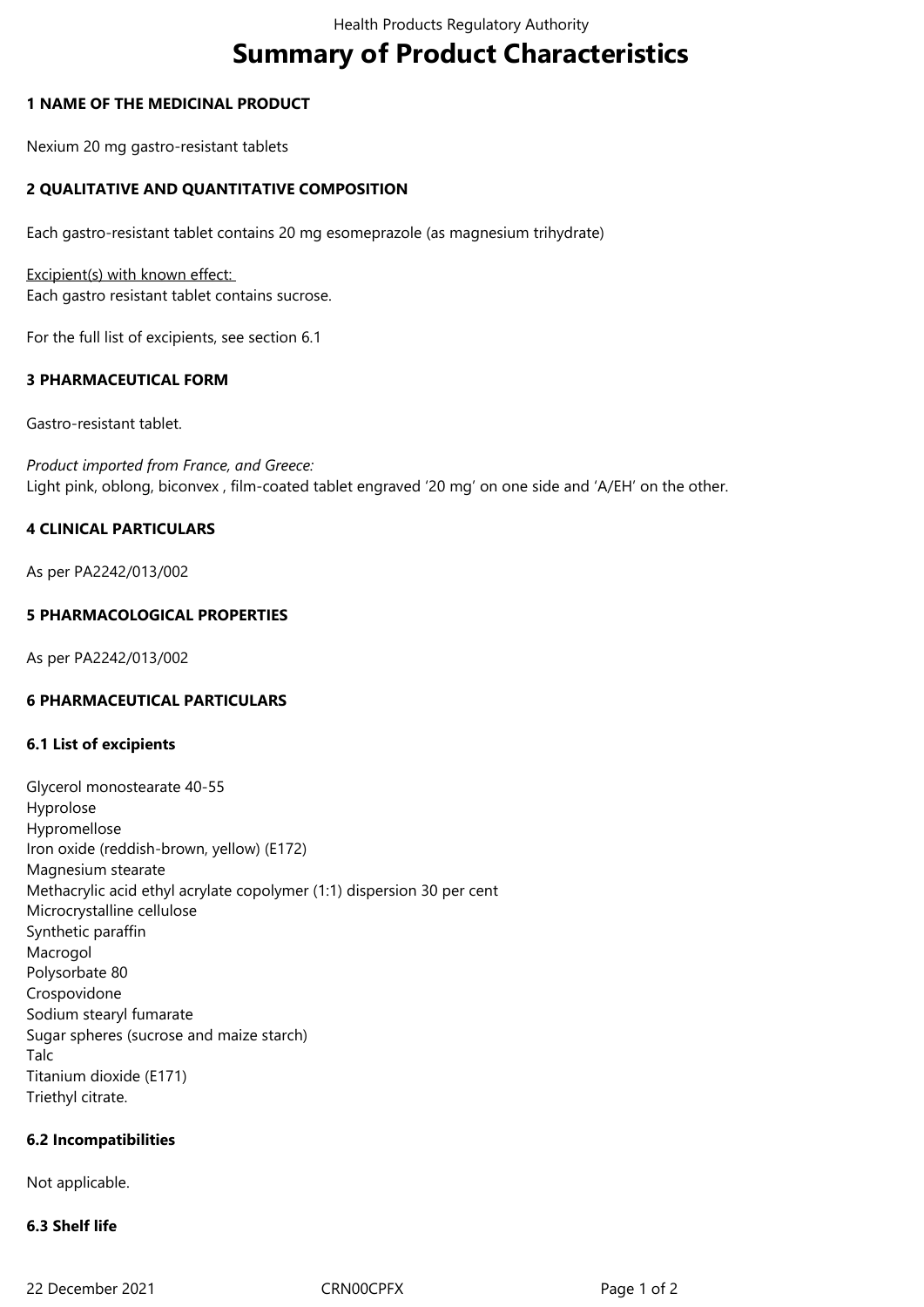# Summary of Product Characteristics

## 1 NAME OF THE MEDICINAL PRODUCT

Nexium 20 mg gastro-resistant tablets

## 2 QUALITATIVE AND QUANTITATIVE COMPOSITION

Each gastro-resistant tablet contains 20 mg esomeprazole (as magnesium trihydrate)

Excipient(s) with known effect:
Each gastro resistant tablet contains sucrose.

For the full list of excipients, see section 6.1

## 3 PHARMACEUTICAL FORM

Gastro-resistant tablet.

*Product imported from France, and Greece:*
Light pink, oblong, biconvex , film-coated tablet engraved '20 mg' on one side and 'A/EH' on the other.

## 4 CLINICAL PARTICULARS

As per PA2242/013/002

## 5 PHARMACOLOGICAL PROPERTIES

As per PA2242/013/002

## 6 PHARMACEUTICAL PARTICULARS

### 6.1 List of excipients

Glycerol monostearate 40-55
Hyprolose
Hypromellose
Iron oxide (reddish-brown, yellow) (E172)
Magnesium stearate
Methacrylic acid ethyl acrylate copolymer (1:1) dispersion 30 per cent
Microcrystalline cellulose
Synthetic paraffin
Macrogol
Polysorbate 80
Crospovidone
Sodium stearyl fumarate
Sugar spheres (sucrose and maize starch)
Talc
Titanium dioxide (E171)
Triethyl citrate.

### 6.2 Incompatibilities

Not applicable.

### 6.3 Shelf life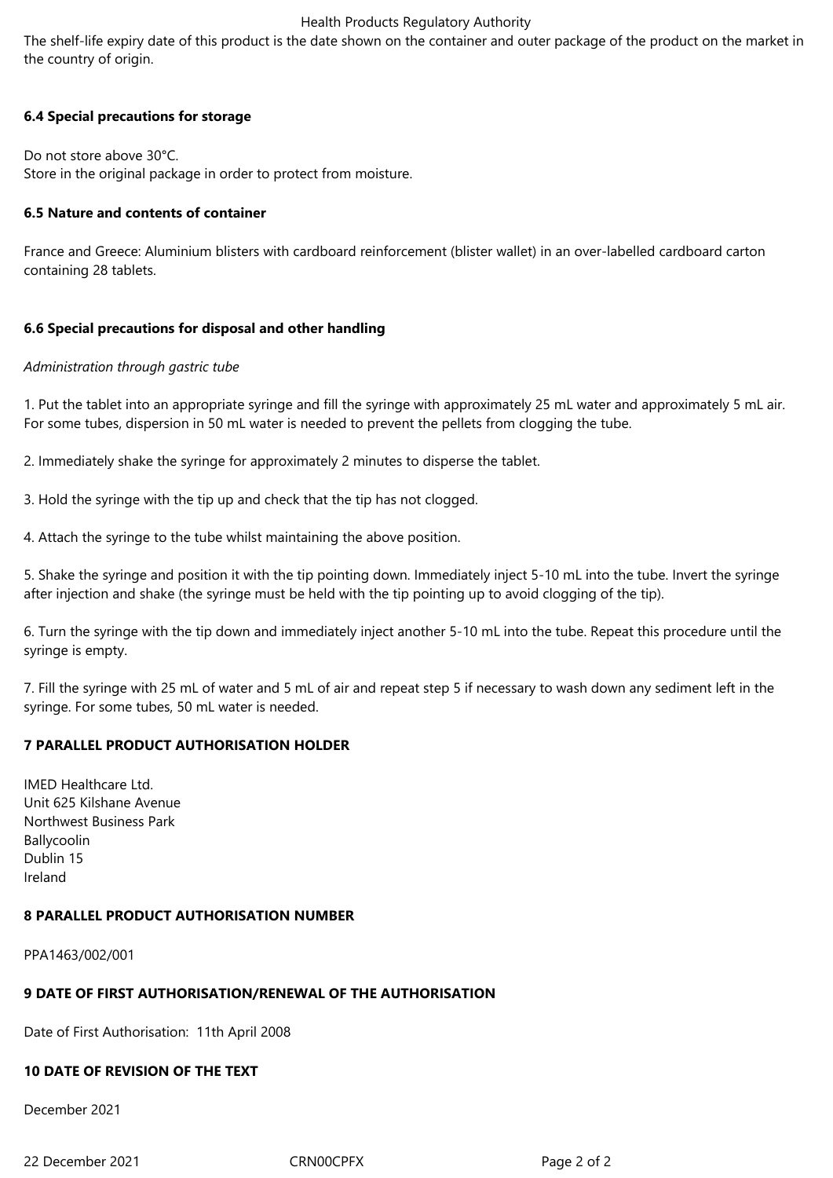The shelf-life expiry date of this product is the date shown on the container and outer package of the product on the market in the country of origin.

### 6.4 Special precautions for storage

Do not store above 30°C.
Store in the original package in order to protect from moisture.

### 6.5 Nature and contents of container

France and Greece: Aluminium blisters with cardboard reinforcement (blister wallet) in an over-labelled cardboard carton containing 28 tablets.

### 6.6 Special precautions for disposal and other handling

*Administration through gastric tube*

1. Put the tablet into an appropriate syringe and fill the syringe with approximately 25 mL water and approximately 5 mL air. For some tubes, dispersion in 50 mL water is needed to prevent the pellets from clogging the tube.

2. Immediately shake the syringe for approximately 2 minutes to disperse the tablet.

3. Hold the syringe with the tip up and check that the tip has not clogged.

4. Attach the syringe to the tube whilst maintaining the above position.

5. Shake the syringe and position it with the tip pointing down. Immediately inject 5-10 mL into the tube. Invert the syringe after injection and shake (the syringe must be held with the tip pointing up to avoid clogging of the tip).

6. Turn the syringe with the tip down and immediately inject another 5-10 mL into the tube. Repeat this procedure until the syringe is empty.

7. Fill the syringe with 25 mL of water and 5 mL of air and repeat step 5 if necessary to wash down any sediment left in the syringe. For some tubes, 50 mL water is needed.

## 7 PARALLEL PRODUCT AUTHORISATION HOLDER

IMED Healthcare Ltd.
Unit 625 Kilshane Avenue
Northwest Business Park
Ballycoolin
Dublin 15
Ireland

## 8 PARALLEL PRODUCT AUTHORISATION NUMBER

PPA1463/002/001

## 9 DATE OF FIRST AUTHORISATION/RENEWAL OF THE AUTHORISATION

Date of First Authorisation: 11th April 2008

## 10 DATE OF REVISION OF THE TEXT

December 2021